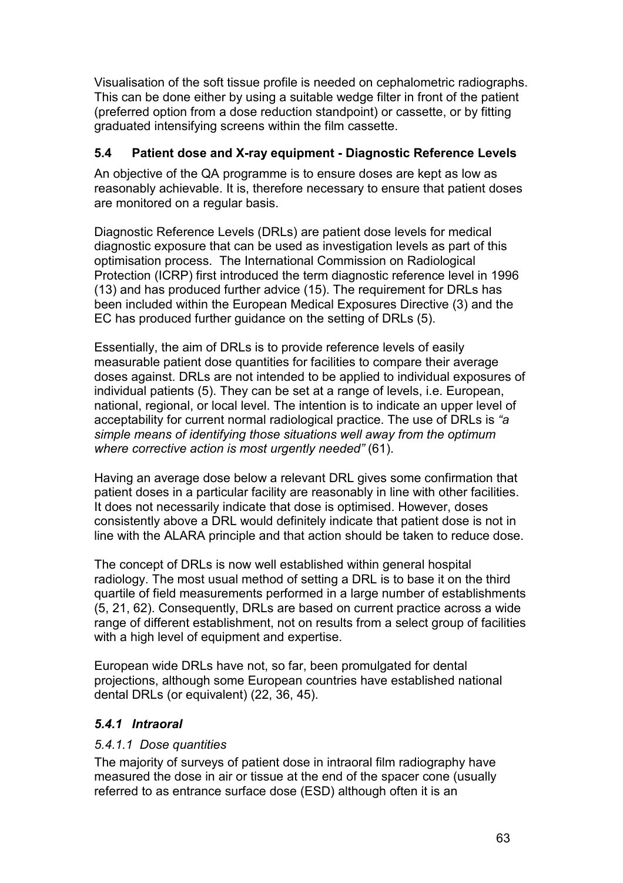Visualisation of the soft tissue profile is needed on cephalometric radiographs. This can be done either by using a suitable wedge filter in front of the patient (preferred option from a dose reduction standpoint) or cassette, or by fitting graduated intensifying screens within the film cassette.

## 5.4 Patient dose and X-ray equipment - Diagnostic Reference Levels

An objective of the QA programme is to ensure doses are kept as low as reasonably achievable. It is, therefore necessary to ensure that patient doses are monitored on a regular basis.

Diagnostic Reference Levels (DRLs) are patient dose levels for medical diagnostic exposure that can be used as investigation levels as part of this optimisation process. The International Commission on Radiological Protection (ICRP) first introduced the term diagnostic reference level in 1996 (13) and has produced further advice (15). The requirement for DRLs has been included within the European Medical Exposures Directive (3) and the EC has produced further guidance on the setting of DRLs (5).

Essentially, the aim of DRLs is to provide reference levels of easily measurable patient dose quantities for facilities to compare their average doses against. DRLs are not intended to be applied to individual exposures of individual patients (5). They can be set at a range of levels, i.e. European, national, regional, or local level. The intention is to indicate an upper level of acceptability for current normal radiological practice. The use of DRLs is *"a simple means of identifying those situations well away from the optimum where corrective action is most urgently needed"* (61).

Having an average dose below a relevant DRL gives some confirmation that patient doses in a particular facility are reasonably in line with other facilities. It does not necessarily indicate that dose is optimised. However, doses consistently above a DRL would definitely indicate that patient dose is not in line with the ALARA principle and that action should be taken to reduce dose.

The concept of DRLs is now well established within general hospital radiology. The most usual method of setting a DRL is to base it on the third quartile of field measurements performed in a large number of establishments (5, 21, 62). Consequently, DRLs are based on current practice across a wide range of different establishment, not on results from a select group of facilities with a high level of equipment and expertise.

European wide DRLs have not, so far, been promulgated for dental projections, although some European countries have established national dental DRLs (or equivalent) (22, 36, 45).

### *5.4.1 Intraoral*

#### *5.4.1.1 Dose quantities*

The majority of surveys of patient dose in intraoral film radiography have measured the dose in air or tissue at the end of the spacer cone (usually referred to as entrance surface dose (ESD) although often it is an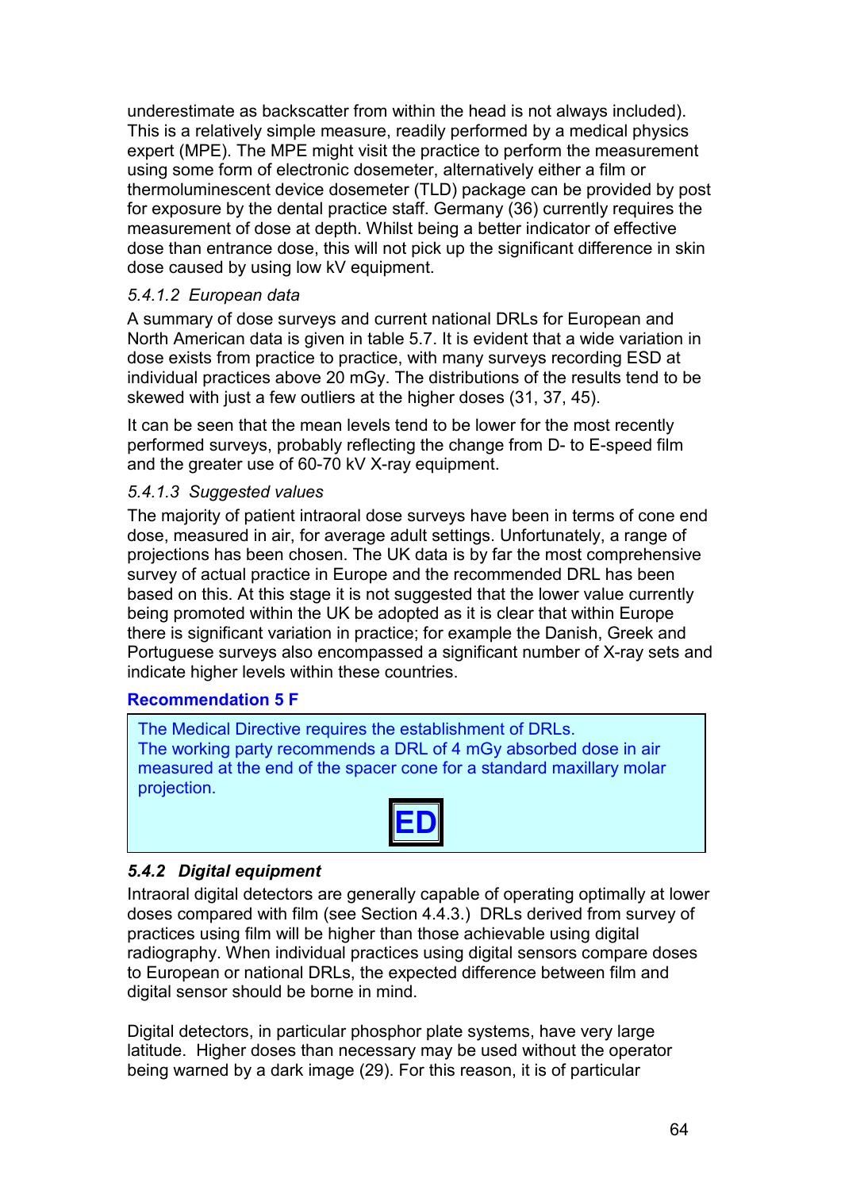underestimate as backscatter from within the head is not always included). This is a relatively simple measure, readily performed by a medical physics expert (MPE). The MPE might visit the practice to perform the measurement using some form of electronic dosemeter, alternatively either a film or thermoluminescent device dosemeter (TLD) package can be provided by post for exposure by the dental practice staff. Germany (36) currently requires the measurement of dose at depth. Whilst being a better indicator of effective dose than entrance dose, this will not pick up the significant difference in skin dose caused by using low kV equipment.

#### *5.4.1.2 European data*

A summary of dose surveys and current national DRLs for European and North American data is given in table 5.7. It is evident that a wide variation in dose exists from practice to practice, with many surveys recording ESD at individual practices above 20 mGy. The distributions of the results tend to be skewed with just a few outliers at the higher doses (31, 37, 45).

It can be seen that the mean levels tend to be lower for the most recently performed surveys, probably reflecting the change from D- to E-speed film and the greater use of 60-70 kV X-ray equipment.

#### *5.4.1.3 Suggested values*

The majority of patient intraoral dose surveys have been in terms of cone end dose, measured in air, for average adult settings. Unfortunately, a range of projections has been chosen. The UK data is by far the most comprehensive survey of actual practice in Europe and the recommended DRL has been based on this. At this stage it is not suggested that the lower value currently being promoted within the UK be adopted as it is clear that within Europe there is significant variation in practice; for example the Danish, Greek and Portuguese surveys also encompassed a significant number of X-ray sets and indicate higher levels within these countries.

**Recommendation 5 F**

> The Medical Directive requires the establishment of DRLs.
> The working party recommends a DRL of 4 mGy absorbed dose in air measured at the end of the spacer cone for a standard maxillary molar projection.
>
> **ED**

### *5.4.2 Digital equipment*

Intraoral digital detectors are generally capable of operating optimally at lower doses compared with film (see Section 4.4.3.) DRLs derived from survey of practices using film will be higher than those achievable using digital radiography. When individual practices using digital sensors compare doses to European or national DRLs, the expected difference between film and digital sensor should be borne in mind.

Digital detectors, in particular phosphor plate systems, have very large latitude. Higher doses than necessary may be used without the operator being warned by a dark image (29). For this reason, it is of particular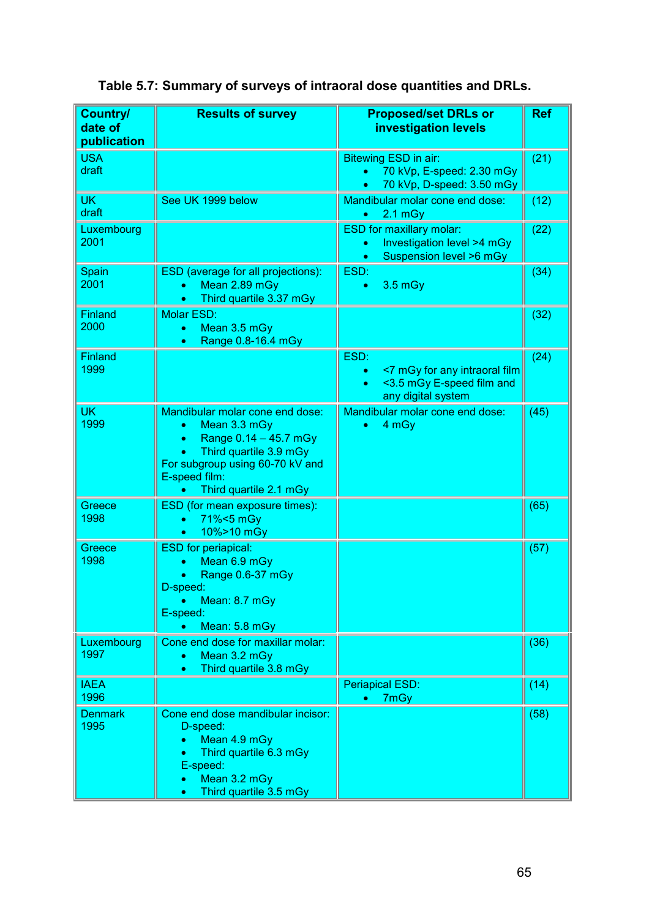**Table 5.7: Summary of surveys of intraoral dose quantities and DRLs.**

| Country/ date of publication | Results of survey | Proposed/set DRLs or investigation levels | Ref |
|---|---|---|---|
| USA draft | | Bitewing ESD in air: <br>• 70 kVp, E-speed: 2.30 mGy <br>• 70 kVp, D-speed: 3.50 mGy | (21) |
| UK draft | See UK 1999 below | Mandibular molar cone end dose: <br>• 2.1 mGy | (12) |
| Luxembourg 2001 | | ESD for maxillary molar: <br>• Investigation level >4 mGy <br>• Suspension level >6 mGy | (22) |
| Spain 2001 | ESD (average for all projections): <br>• Mean 2.89 mGy <br>• Third quartile 3.37 mGy | ESD: <br>• 3.5 mGy | (34) |
| Finland 2000 | Molar ESD: <br>• Mean 3.5 mGy <br>• Range 0.8-16.4 mGy | | (32) |
| Finland 1999 | | ESD: <br>• <7 mGy for any intraoral film <br>• <3.5 mGy E-speed film and any digital system | (24) |
| UK 1999 | Mandibular molar cone end dose: <br>• Mean 3.3 mGy <br>• Range 0.14 – 45.7 mGy <br>• Third quartile 3.9 mGy <br>For subgroup using 60-70 kV and E-speed film: <br>• Third quartile 2.1 mGy | Mandibular molar cone end dose: <br>• 4 mGy | (45) |
| Greece 1998 | ESD (for mean exposure times): <br>• 71%<5 mGy <br>• 10%>10 mGy | | (65) |
| Greece 1998 | ESD for periapical: <br>• Mean 6.9 mGy <br>• Range 0.6-37 mGy <br>D-speed: <br>• Mean: 8.7 mGy <br>E-speed: <br>• Mean: 5.8 mGy | | (57) |
| Luxembourg 1997 | Cone end dose for maxillar molar: <br>• Mean 3.2 mGy <br>• Third quartile 3.8 mGy | | (36) |
| IAEA 1996 | | Periapical ESD: <br>• 7mGy | (14) |
| Denmark 1995 | Cone end dose mandibular incisor: <br>D-speed: <br>• Mean 4.9 mGy <br>• Third quartile 6.3 mGy <br>E-speed: <br>• Mean 3.2 mGy <br>• Third quartile 3.5 mGy | | (58) |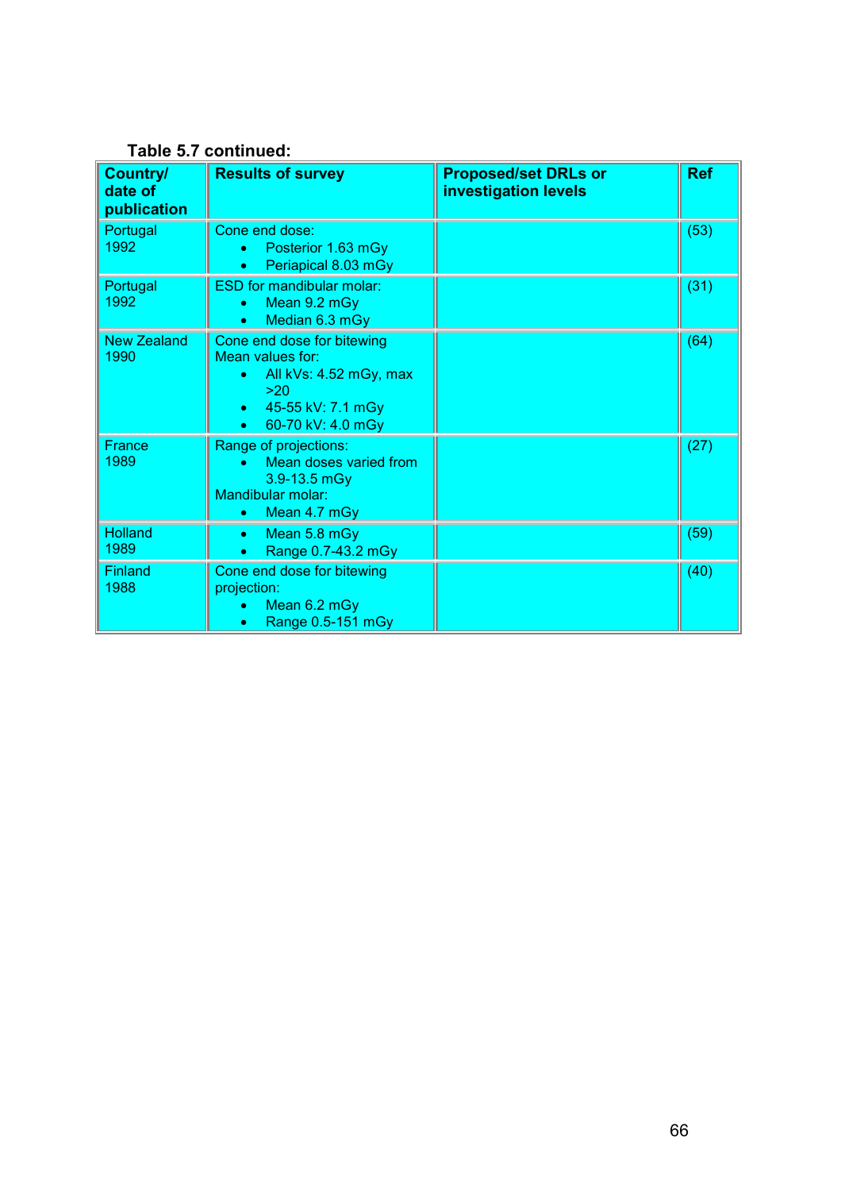**Table 5.7 continued:**

| Country/ date of publication | Results of survey | Proposed/set DRLs or investigation levels | Ref |
|---|---|---|---|
| Portugal 1992 | Cone end dose:<br>• Posterior 1.63 mGy<br>• Periapical 8.03 mGy | | (53) |
| Portugal 1992 | ESD for mandibular molar:<br>• Mean 9.2 mGy<br>• Median 6.3 mGy | | (31) |
| New Zealand 1990 | Cone end dose for bitewing<br>Mean values for:<br>• All kVs: 4.52 mGy, max >20<br>• 45-55 kV: 7.1 mGy<br>• 60-70 kV: 4.0 mGy | | (64) |
| France 1989 | Range of projections:<br>• Mean doses varied from 3.9-13.5 mGy<br>Mandibular molar:<br>• Mean 4.7 mGy | | (27) |
| Holland 1989 | • Mean 5.8 mGy<br>• Range 0.7-43.2 mGy | | (59) |
| Finland 1988 | Cone end dose for bitewing projection:<br>• Mean 6.2 mGy<br>• Range 0.5-151 mGy | | (40) |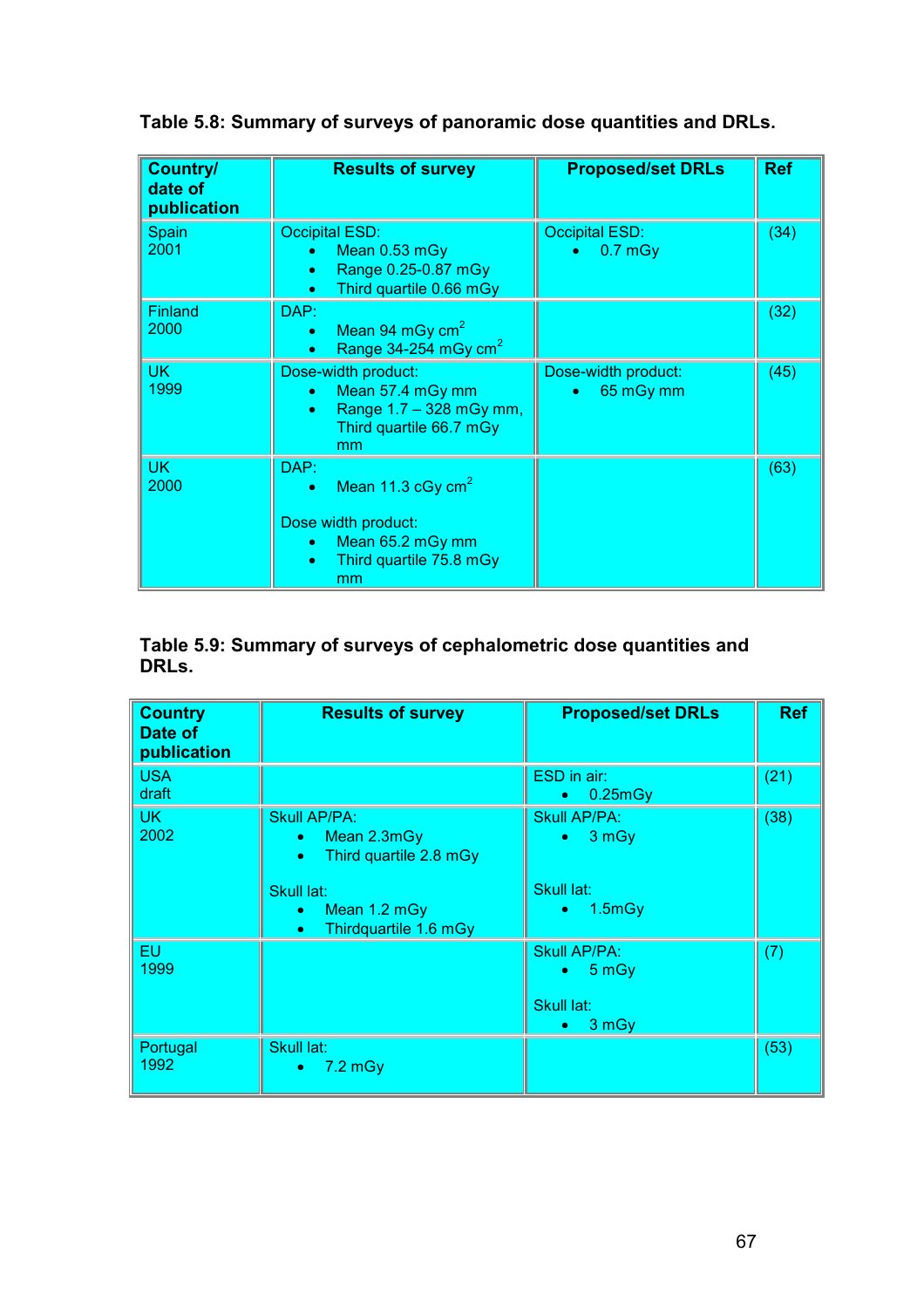**Table 5.8: Summary of surveys of panoramic dose quantities and DRLs.**

| Country/ date of publication | Results of survey | Proposed/set DRLs | Ref |
|---|---|---|---|
| Spain 2001 | Occipital ESD: • Mean 0.53 mGy • Range 0.25-0.87 mGy • Third quartile 0.66 mGy | Occipital ESD: • 0.7 mGy | (34) |
| Finland 2000 | DAP: • Mean 94 mGy $cm^2$ • Range 34-254 mGy $cm^2$ | | (32) |
| UK 1999 | Dose-width product: • Mean 57.4 mGy mm • Range 1.7 – 328 mGy mm, Third quartile 66.7 mGy mm | Dose-width product: • 65 mGy mm | (45) |
| UK 2000 | DAP: • Mean 11.3 cGy $cm^2$ <br> Dose width product: • Mean 65.2 mGy mm • Third quartile 75.8 mGy mm | | (63) |

**Table 5.9: Summary of surveys of cephalometric dose quantities and DRLs.**

| Country Date of publication | Results of survey | Proposed/set DRLs | Ref |
|---|---|---|---|
| USA draft | | ESD in air: • 0.25mGy | (21) |
| UK 2002 | Skull AP/PA: • Mean 2.3mGy • Third quartile 2.8 mGy <br> Skull lat: • Mean 1.2 mGy • Thirdquartile 1.6 mGy | Skull AP/PA: • 3 mGy <br> Skull lat: • 1.5mGy | (38) |
| EU 1999 | | Skull AP/PA: • 5 mGy <br> Skull lat: • 3 mGy | (7) |
| Portugal 1992 | Skull lat: • 7.2 mGy | | (53) |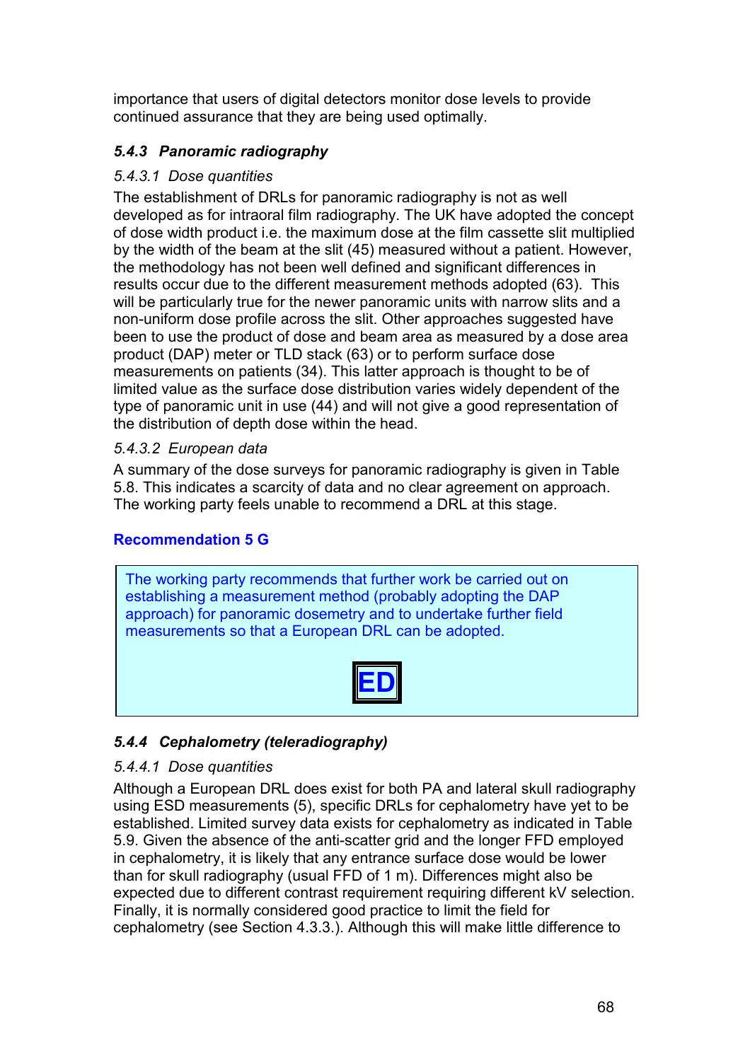importance that users of digital detectors monitor dose levels to provide continued assurance that they are being used optimally.

### *5.4.3 Panoramic radiography*

*5.4.3.1 Dose quantities*

The establishment of DRLs for panoramic radiography is not as well developed as for intraoral film radiography. The UK have adopted the concept of dose width product i.e. the maximum dose at the film cassette slit multiplied by the width of the beam at the slit (45) measured without a patient. However, the methodology has not been well defined and significant differences in results occur due to the different measurement methods adopted (63). This will be particularly true for the newer panoramic units with narrow slits and a non-uniform dose profile across the slit. Other approaches suggested have been to use the product of dose and beam area as measured by a dose area product (DAP) meter or TLD stack (63) or to perform surface dose measurements on patients (34). This latter approach is thought to be of limited value as the surface dose distribution varies widely dependent of the type of panoramic unit in use (44) and will not give a good representation of the distribution of depth dose within the head.

*5.4.3.2 European data*

A summary of the dose surveys for panoramic radiography is given in Table 5.8. This indicates a scarcity of data and no clear agreement on approach. The working party feels unable to recommend a DRL at this stage.

**Recommendation 5 G**

> The working party recommends that further work be carried out on establishing a measurement method (probably adopting the DAP approach) for panoramic dosemetry and to undertake further field measurements so that a European DRL can be adopted.
>
> **ED**

### *5.4.4 Cephalometry (teleradiography)*

*5.4.4.1 Dose quantities*

Although a European DRL does exist for both PA and lateral skull radiography using ESD measurements (5), specific DRLs for cephalometry have yet to be established. Limited survey data exists for cephalometry as indicated in Table 5.9. Given the absence of the anti-scatter grid and the longer FFD employed in cephalometry, it is likely that any entrance surface dose would be lower than for skull radiography (usual FFD of 1 m). Differences might also be expected due to different contrast requirement requiring different kV selection. Finally, it is normally considered good practice to limit the field for cephalometry (see Section 4.3.3.). Although this will make little difference to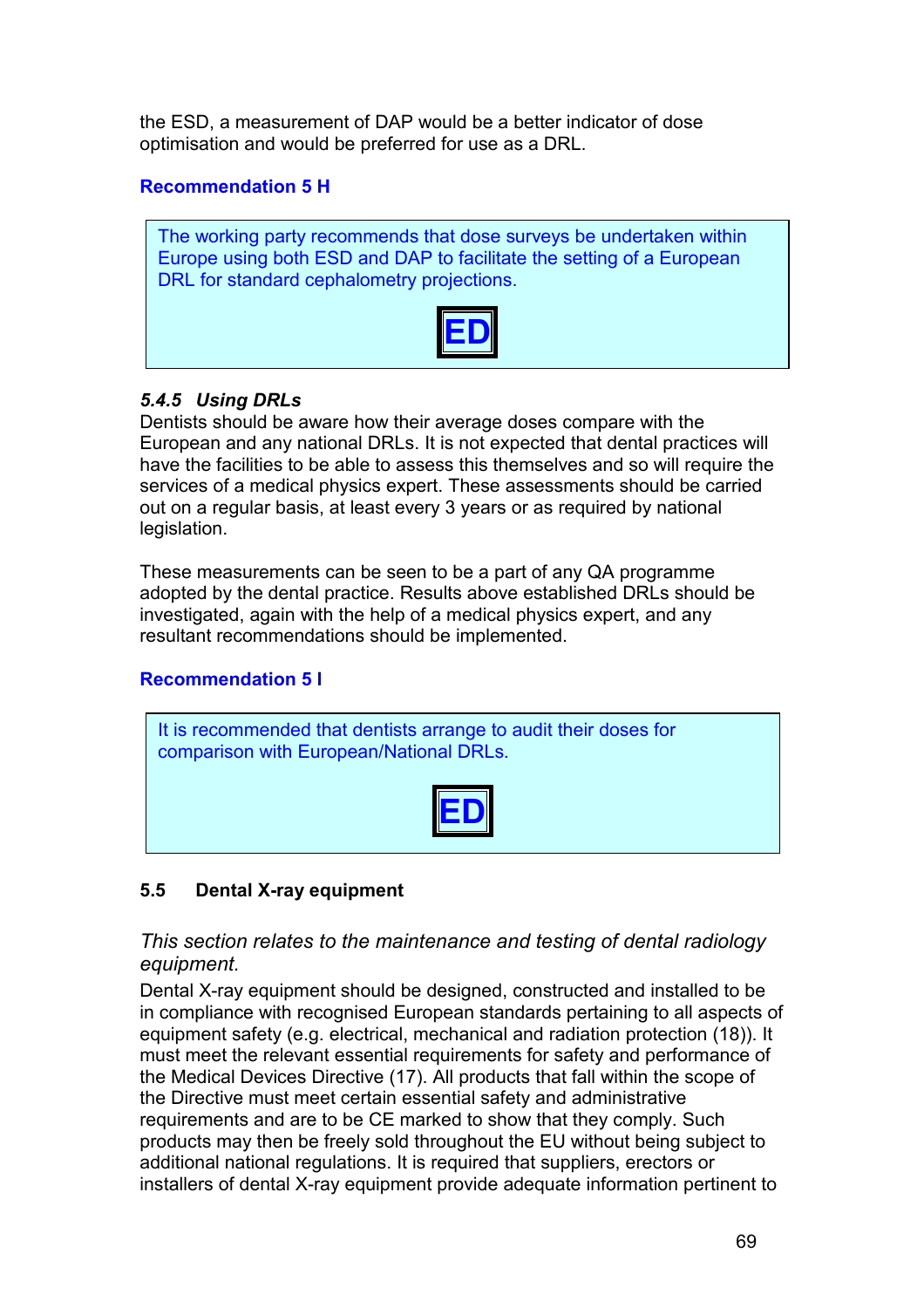the ESD, a measurement of DAP would be a better indicator of dose optimisation and would be preferred for use as a DRL.

**Recommendation 5 H**

> The working party recommends that dose surveys be undertaken within Europe using both ESD and DAP to facilitate the setting of a European DRL for standard cephalometry projections.
>
> **ED**

### *5.4.5 Using DRLs*

Dentists should be aware how their average doses compare with the European and any national DRLs. It is not expected that dental practices will have the facilities to be able to assess this themselves and so will require the services of a medical physics expert. These assessments should be carried out on a regular basis, at least every 3 years or as required by national legislation.

These measurements can be seen to be a part of any QA programme adopted by the dental practice. Results above established DRLs should be investigated, again with the help of a medical physics expert, and any resultant recommendations should be implemented.

**Recommendation 5 I**

> It is recommended that dentists arrange to audit their doses for comparison with European/National DRLs.
>
> **ED**

## 5.5 Dental X-ray equipment

*This section relates to the maintenance and testing of dental radiology equipment.*

Dental X-ray equipment should be designed, constructed and installed to be in compliance with recognised European standards pertaining to all aspects of equipment safety (e.g. electrical, mechanical and radiation protection (18)). It must meet the relevant essential requirements for safety and performance of the Medical Devices Directive (17). All products that fall within the scope of the Directive must meet certain essential safety and administrative requirements and are to be CE marked to show that they comply. Such products may then be freely sold throughout the EU without being subject to additional national regulations. It is required that suppliers, erectors or installers of dental X-ray equipment provide adequate information pertinent to